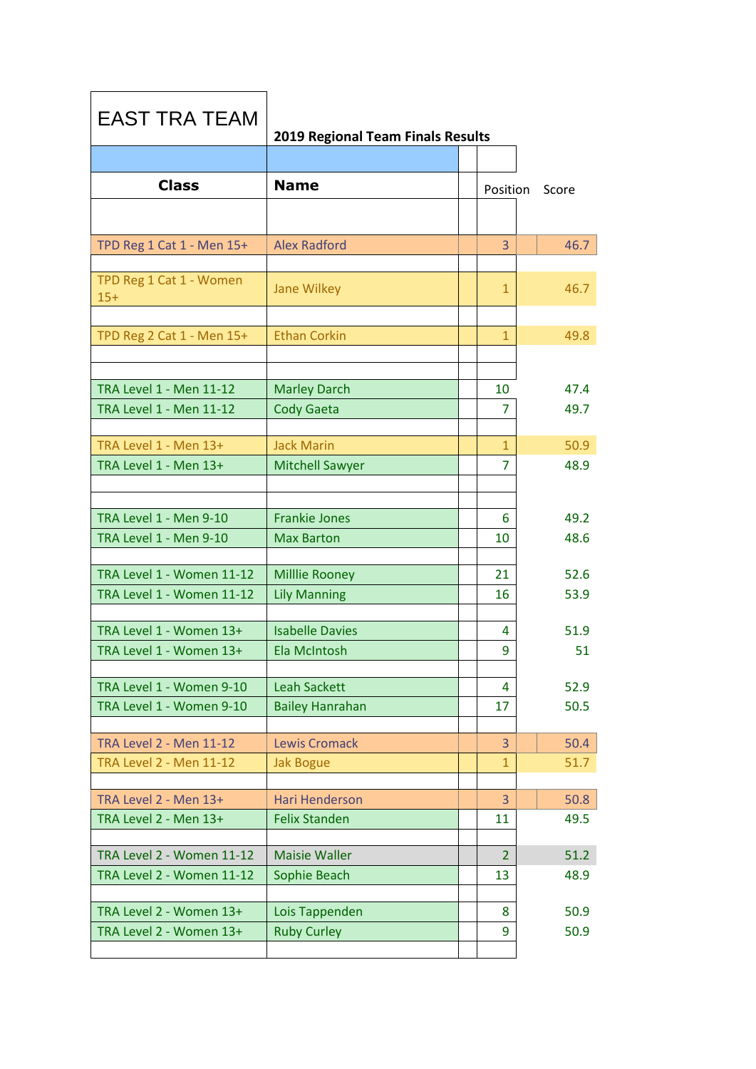# EAST TRA TEAM

**2019 Regional Team Finals Results**

| Class | Name | Position | Score |
|---|---|---|---|
| TPD Reg 1 Cat 1 - Men 15+ | Alex Radford | 3 | 46.7 |
| TPD Reg 1 Cat 1 - Women 15+ | Jane Wilkey | 1 | 46.7 |
| TPD Reg 2 Cat 1 - Men 15+ | Ethan Corkin | 1 | 49.8 |
| TRA Level 1 - Men 11-12 | Marley Darch | 10 | 47.4 |
| TRA Level 1 - Men 11-12 | Cody Gaeta | 7 | 49.7 |
| TRA Level 1 - Men 13+ | Jack Marin | 1 | 50.9 |
| TRA Level 1 - Men 13+ | Mitchell Sawyer | 7 | 48.9 |
| TRA Level 1 - Men 9-10 | Frankie Jones | 6 | 49.2 |
| TRA Level 1 - Men 9-10 | Max Barton | 10 | 48.6 |
| TRA Level 1 - Women 11-12 | Milllie Rooney | 21 | 52.6 |
| TRA Level 1 - Women 11-12 | Lily Manning | 16 | 53.9 |
| TRA Level 1 - Women 13+ | Isabelle Davies | 4 | 51.9 |
| TRA Level 1 - Women 13+ | Ela McIntosh | 9 | 51 |
| TRA Level 1 - Women 9-10 | Leah Sackett | 4 | 52.9 |
| TRA Level 1 - Women 9-10 | Bailey Hanrahan | 17 | 50.5 |
| TRA Level 2 - Men 11-12 | Lewis Cromack | 3 | 50.4 |
| TRA Level 2 - Men 11-12 | Jak Bogue | 1 | 51.7 |
| TRA Level 2 - Men 13+ | Hari Henderson | 3 | 50.8 |
| TRA Level 2 - Men 13+ | Felix Standen | 11 | 49.5 |
| TRA Level 2 - Women 11-12 | Maisie Waller | 2 | 51.2 |
| TRA Level 2 - Women 11-12 | Sophie Beach | 13 | 48.9 |
| TRA Level 2 - Women 13+ | Lois Tappenden | 8 | 50.9 |
| TRA Level 2 - Women 13+ | Ruby Curley | 9 | 50.9 |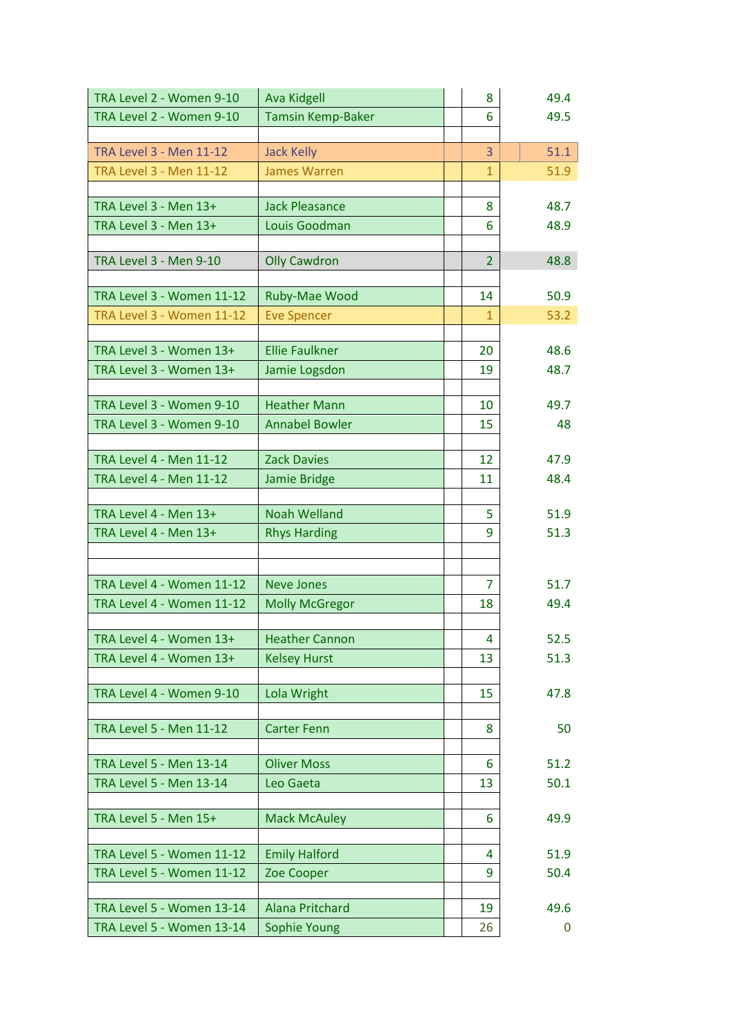| | | | | |
|---|---|---|---|---|
| TRA Level 2 - Women 9-10 | Ava Kidgell | | 8 | 49.4 |
| TRA Level 2 - Women 9-10 | Tamsin Kemp-Baker | | 6 | 49.5 |
| | | | | |
| TRA Level 3 - Men 11-12 | Jack Kelly | | 3 | 51.1 |
| TRA Level 3 - Men 11-12 | James Warren | | 1 | 51.9 |
| | | | | |
| TRA Level 3 - Men 13+ | Jack Pleasance | | 8 | 48.7 |
| TRA Level 3 - Men 13+ | Louis Goodman | | 6 | 48.9 |
| | | | | |
| TRA Level 3 - Men 9-10 | Olly Cawdron | | 2 | 48.8 |
| | | | | |
| TRA Level 3 - Women 11-12 | Ruby-Mae Wood | | 14 | 50.9 |
| TRA Level 3 - Women 11-12 | Eve Spencer | | 1 | 53.2 |
| | | | | |
| TRA Level 3 - Women 13+ | Ellie Faulkner | | 20 | 48.6 |
| TRA Level 3 - Women 13+ | Jamie Logsdon | | 19 | 48.7 |
| | | | | |
| TRA Level 3 - Women 9-10 | Heather Mann | | 10 | 49.7 |
| TRA Level 3 - Women 9-10 | Annabel Bowler | | 15 | 48 |
| | | | | |
| TRA Level 4 - Men 11-12 | Zack Davies | | 12 | 47.9 |
| TRA Level 4 - Men 11-12 | Jamie Bridge | | 11 | 48.4 |
| | | | | |
| TRA Level 4 - Men 13+ | Noah Welland | | 5 | 51.9 |
| TRA Level 4 - Men 13+ | Rhys Harding | | 9 | 51.3 |
| | | | | |
| | | | | |
| TRA Level 4 - Women 11-12 | Neve Jones | | 7 | 51.7 |
| TRA Level 4 - Women 11-12 | Molly McGregor | | 18 | 49.4 |
| | | | | |
| TRA Level 4 - Women 13+ | Heather Cannon | | 4 | 52.5 |
| TRA Level 4 - Women 13+ | Kelsey Hurst | | 13 | 51.3 |
| | | | | |
| TRA Level 4 - Women 9-10 | Lola Wright | | 15 | 47.8 |
| | | | | |
| TRA Level 5 - Men 11-12 | Carter Fenn | | 8 | 50 |
| | | | | |
| TRA Level 5 - Men 13-14 | Oliver Moss | | 6 | 51.2 |
| TRA Level 5 - Men 13-14 | Leo Gaeta | | 13 | 50.1 |
| | | | | |
| TRA Level 5 - Men 15+ | Mack McAuley | | 6 | 49.9 |
| | | | | |
| TRA Level 5 - Women 11-12 | Emily Halford | | 4 | 51.9 |
| TRA Level 5 - Women 11-12 | Zoe Cooper | | 9 | 50.4 |
| | | | | |
| TRA Level 5 - Women 13-14 | Alana Pritchard | | 19 | 49.6 |
| TRA Level 5 - Women 13-14 | Sophie Young | | 26 | 0 |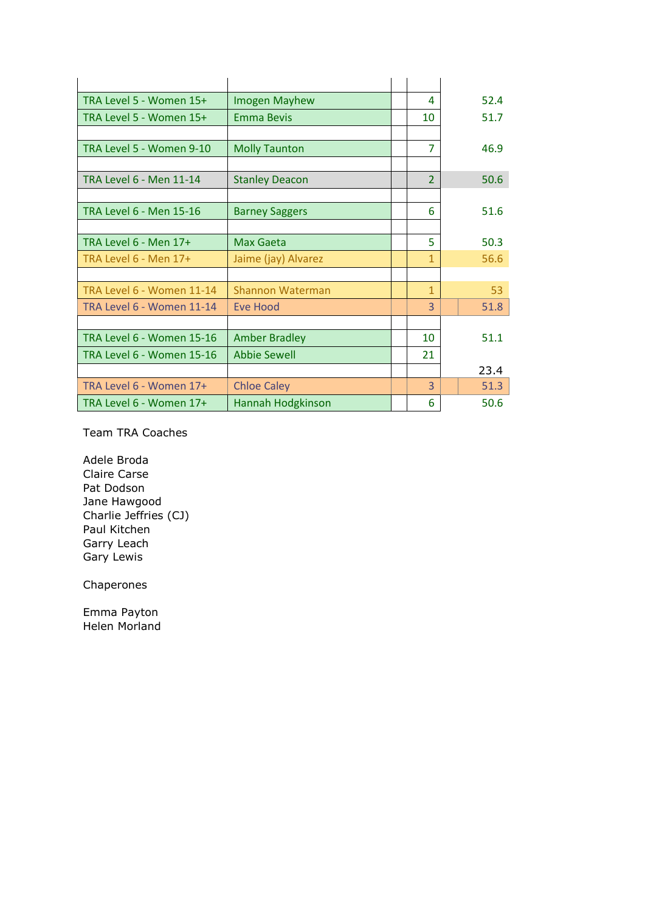| | | | | | |
|---|---|---|---|---|---|
| | | | | | |
| TRA Level 5 - Women 15+ | Imogen Mayhew | | 4 | | 52.4 |
| TRA Level 5 - Women 15+ | Emma Bevis | | 10 | | 51.7 |
| | | | | | |
| TRA Level 5 - Women 9-10 | Molly Taunton | | 7 | | 46.9 |
| | | | | | |
| TRA Level 6 - Men 11-14 | Stanley Deacon | | 2 | | 50.6 |
| | | | | | |
| TRA Level 6 - Men 15-16 | Barney Saggers | | 6 | | 51.6 |
| | | | | | |
| TRA Level 6 - Men 17+ | Max Gaeta | | 5 | | 50.3 |
| TRA Level 6 - Men 17+ | Jaime (jay) Alvarez | | 1 | | 56.6 |
| | | | | | |
| TRA Level 6 - Women 11-14 | Shannon Waterman | | 1 | | 53 |
| TRA Level 6 - Women 11-14 | Eve Hood | | 3 | | 51.8 |
| | | | | | |
| TRA Level 6 - Women 15-16 | Amber Bradley | | 10 | | 51.1 |
| TRA Level 6 - Women 15-16 | Abbie Sewell | | 21 | | |
| | | | | | 23.4 |
| TRA Level 6 - Women 17+ | Chloe Caley | | 3 | | 51.3 |
| TRA Level 6 - Women 17+ | Hannah Hodgkinson | | 6 | | 50.6 |

Team TRA Coaches

Adele Broda
Claire Carse
Pat Dodson
Jane Hawgood
Charlie Jeffries (CJ)
Paul Kitchen
Garry Leach
Gary Lewis

Chaperones

Emma Payton
Helen Morland